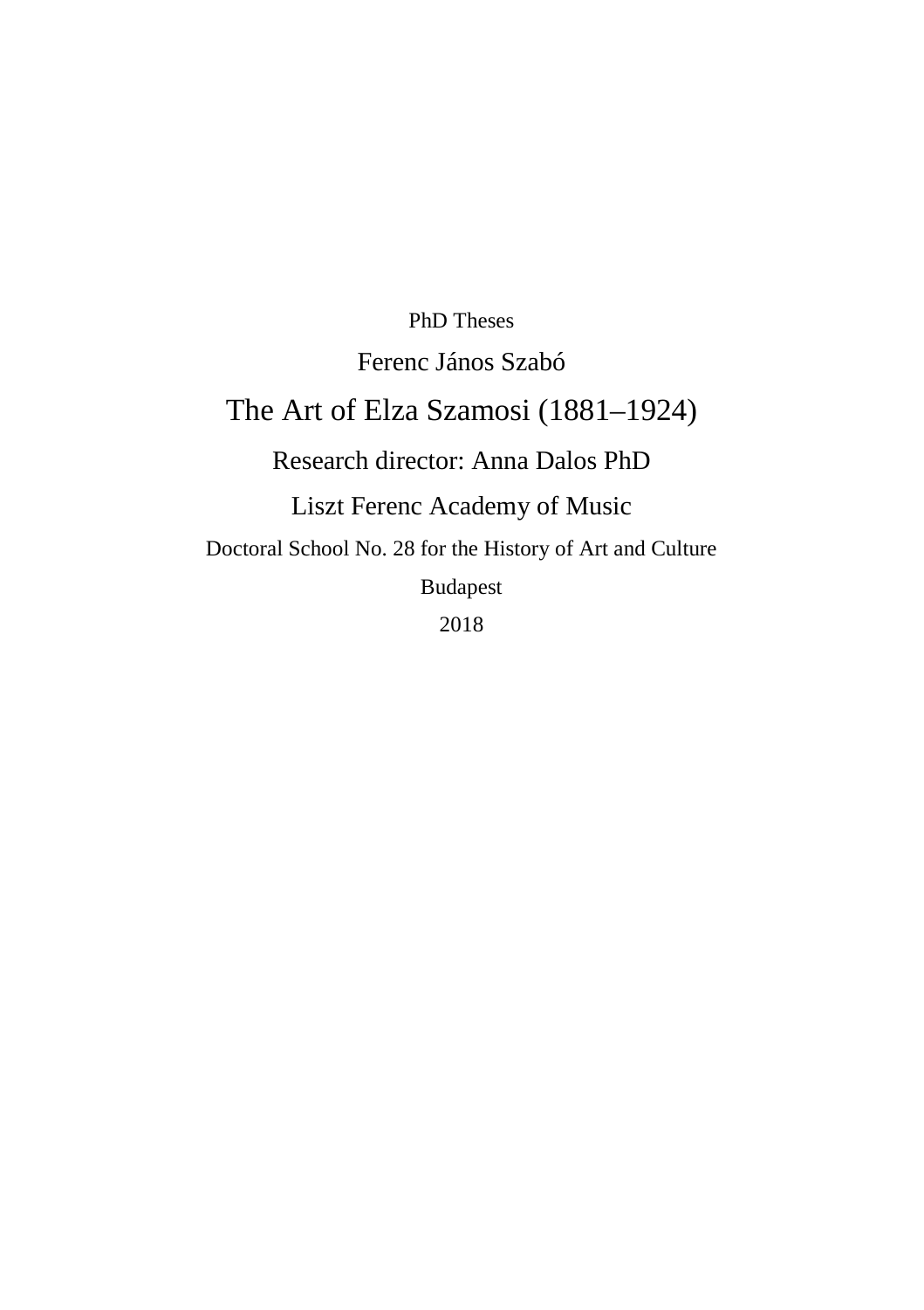PhD Theses

Ferenc János Szabó

# The Art of Elza Szamosi (1881–1924)

Research director: Anna Dalos PhD

Liszt Ferenc Academy of Music

Doctoral School No. 28 for the History of Art and Culture

Budapest

2018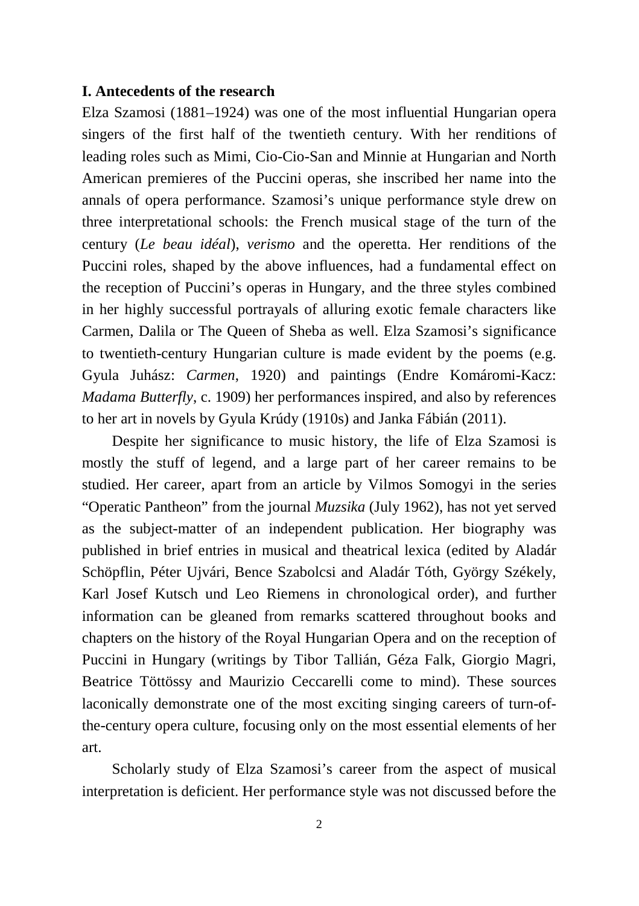## I. Antecedents of the research

Elza Szamosi (1881–1924) was one of the most influential Hungarian opera singers of the first half of the twentieth century. With her renditions of leading roles such as Mimi, Cio-Cio-San and Minnie at Hungarian and North American premieres of the Puccini operas, she inscribed her name into the annals of opera performance. Szamosi's unique performance style drew on three interpretational schools: the French musical stage of the turn of the century (*Le beau idéal*), *verismo* and the operetta. Her renditions of the Puccini roles, shaped by the above influences, had a fundamental effect on the reception of Puccini's operas in Hungary, and the three styles combined in her highly successful portrayals of alluring exotic female characters like Carmen, Dalila or The Queen of Sheba as well. Elza Szamosi's significance to twentieth-century Hungarian culture is made evident by the poems (e.g. Gyula Juhász: *Carmen*, 1920) and paintings (Endre Komáromi-Kacz: *Madama Butterfly*, c. 1909) her performances inspired, and also by references to her art in novels by Gyula Krúdy (1910s) and Janka Fábián (2011).

Despite her significance to music history, the life of Elza Szamosi is mostly the stuff of legend, and a large part of her career remains to be studied. Her career, apart from an article by Vilmos Somogyi in the series "Operatic Pantheon" from the journal *Muzsika* (July 1962), has not yet served as the subject-matter of an independent publication. Her biography was published in brief entries in musical and theatrical lexica (edited by Aladár Schöpflin, Péter Ujvári, Bence Szabolcsi and Aladár Tóth, György Székely, Karl Josef Kutsch und Leo Riemens in chronological order), and further information can be gleaned from remarks scattered throughout books and chapters on the history of the Royal Hungarian Opera and on the reception of Puccini in Hungary (writings by Tibor Tallián, Géza Falk, Giorgio Magri, Beatrice Töttössy and Maurizio Ceccarelli come to mind). These sources laconically demonstrate one of the most exciting singing careers of turn-of-the-century opera culture, focusing only on the most essential elements of her art.

Scholarly study of Elza Szamosi's career from the aspect of musical interpretation is deficient. Her performance style was not discussed before the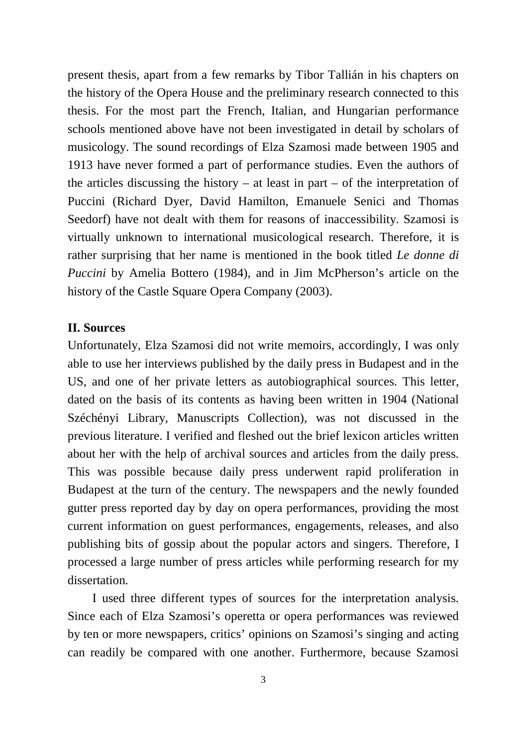present thesis, apart from a few remarks by Tibor Tallián in his chapters on the history of the Opera House and the preliminary research connected to this thesis. For the most part the French, Italian, and Hungarian performance schools mentioned above have not been investigated in detail by scholars of musicology. The sound recordings of Elza Szamosi made between 1905 and 1913 have never formed a part of performance studies. Even the authors of the articles discussing the history – at least in part – of the interpretation of Puccini (Richard Dyer, David Hamilton, Emanuele Senici and Thomas Seedorf) have not dealt with them for reasons of inaccessibility. Szamosi is virtually unknown to international musicological research. Therefore, it is rather surprising that her name is mentioned in the book titled *Le donne di Puccini* by Amelia Bottero (1984), and in Jim McPherson's article on the history of the Castle Square Opera Company (2003).

## II. Sources

Unfortunately, Elza Szamosi did not write memoirs, accordingly, I was only able to use her interviews published by the daily press in Budapest and in the US, and one of her private letters as autobiographical sources. This letter, dated on the basis of its contents as having been written in 1904 (National Széchényi Library, Manuscripts Collection), was not discussed in the previous literature. I verified and fleshed out the brief lexicon articles written about her with the help of archival sources and articles from the daily press. This was possible because daily press underwent rapid proliferation in Budapest at the turn of the century. The newspapers and the newly founded gutter press reported day by day on opera performances, providing the most current information on guest performances, engagements, releases, and also publishing bits of gossip about the popular actors and singers. Therefore, I processed a large number of press articles while performing research for my dissertation.

I used three different types of sources for the interpretation analysis. Since each of Elza Szamosi's operetta or opera performances was reviewed by ten or more newspapers, critics' opinions on Szamosi's singing and acting can readily be compared with one another. Furthermore, because Szamosi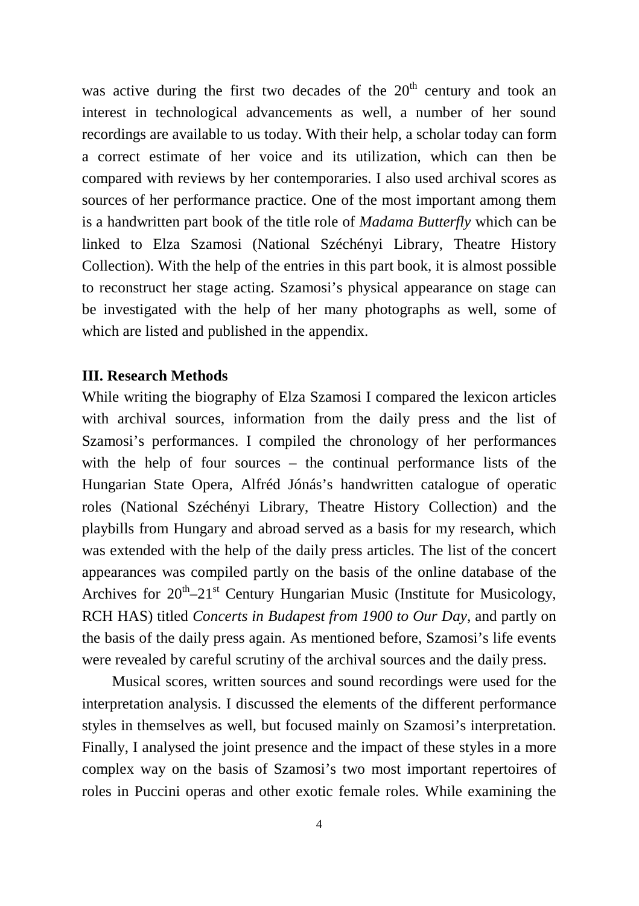was active during the first two decades of the 20th century and took an interest in technological advancements as well, a number of her sound recordings are available to us today. With their help, a scholar today can form a correct estimate of her voice and its utilization, which can then be compared with reviews by her contemporaries. I also used archival scores as sources of her performance practice. One of the most important among them is a handwritten part book of the title role of *Madama Butterfly* which can be linked to Elza Szamosi (National Széchényi Library, Theatre History Collection). With the help of the entries in this part book, it is almost possible to reconstruct her stage acting. Szamosi's physical appearance on stage can be investigated with the help of her many photographs as well, some of which are listed and published in the appendix.

### III. Research Methods

While writing the biography of Elza Szamosi I compared the lexicon articles with archival sources, information from the daily press and the list of Szamosi's performances. I compiled the chronology of her performances with the help of four sources – the continual performance lists of the Hungarian State Opera, Alfréd Jónás's handwritten catalogue of operatic roles (National Széchényi Library, Theatre History Collection) and the playbills from Hungary and abroad served as a basis for my research, which was extended with the help of the daily press articles. The list of the concert appearances was compiled partly on the basis of the online database of the Archives for 20th–21st Century Hungarian Music (Institute for Musicology, RCH HAS) titled *Concerts in Budapest from 1900 to Our Day*, and partly on the basis of the daily press again. As mentioned before, Szamosi's life events were revealed by careful scrutiny of the archival sources and the daily press.

Musical scores, written sources and sound recordings were used for the interpretation analysis. I discussed the elements of the different performance styles in themselves as well, but focused mainly on Szamosi's interpretation. Finally, I analysed the joint presence and the impact of these styles in a more complex way on the basis of Szamosi's two most important repertoires of roles in Puccini operas and other exotic female roles. While examining the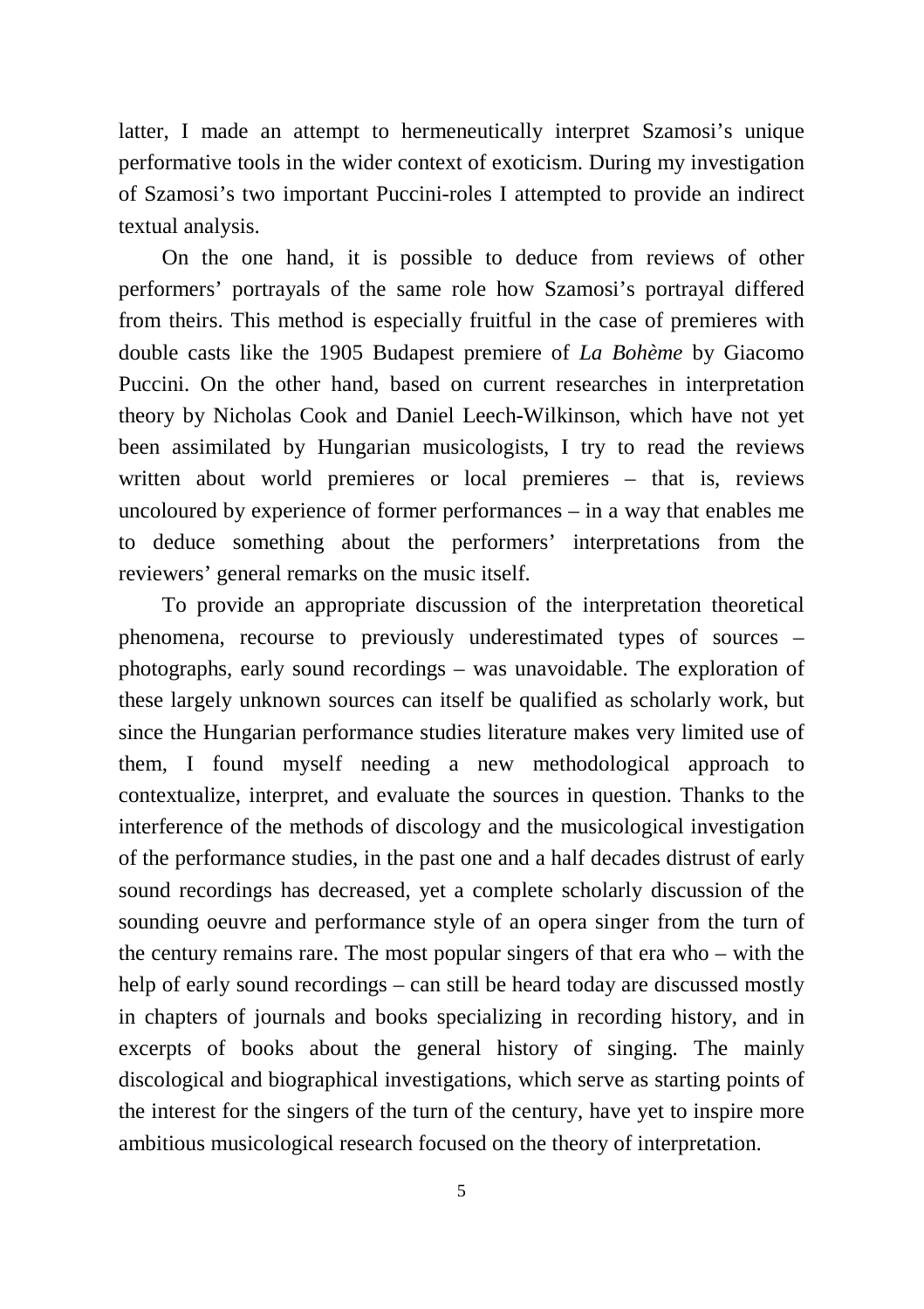latter, I made an attempt to hermeneutically interpret Szamosi's unique performative tools in the wider context of exoticism. During my investigation of Szamosi's two important Puccini-roles I attempted to provide an indirect textual analysis.

On the one hand, it is possible to deduce from reviews of other performers' portrayals of the same role how Szamosi's portrayal differed from theirs. This method is especially fruitful in the case of premieres with double casts like the 1905 Budapest premiere of *La Bohème* by Giacomo Puccini. On the other hand, based on current researches in interpretation theory by Nicholas Cook and Daniel Leech-Wilkinson, which have not yet been assimilated by Hungarian musicologists, I try to read the reviews written about world premieres or local premieres – that is, reviews uncoloured by experience of former performances – in a way that enables me to deduce something about the performers' interpretations from the reviewers' general remarks on the music itself.

To provide an appropriate discussion of the interpretation theoretical phenomena, recourse to previously underestimated types of sources – photographs, early sound recordings – was unavoidable. The exploration of these largely unknown sources can itself be qualified as scholarly work, but since the Hungarian performance studies literature makes very limited use of them, I found myself needing a new methodological approach to contextualize, interpret, and evaluate the sources in question. Thanks to the interference of the methods of discology and the musicological investigation of the performance studies, in the past one and a half decades distrust of early sound recordings has decreased, yet a complete scholarly discussion of the sounding oeuvre and performance style of an opera singer from the turn of the century remains rare. The most popular singers of that era who – with the help of early sound recordings – can still be heard today are discussed mostly in chapters of journals and books specializing in recording history, and in excerpts of books about the general history of singing. The mainly discological and biographical investigations, which serve as starting points of the interest for the singers of the turn of the century, have yet to inspire more ambitious musicological research focused on the theory of interpretation.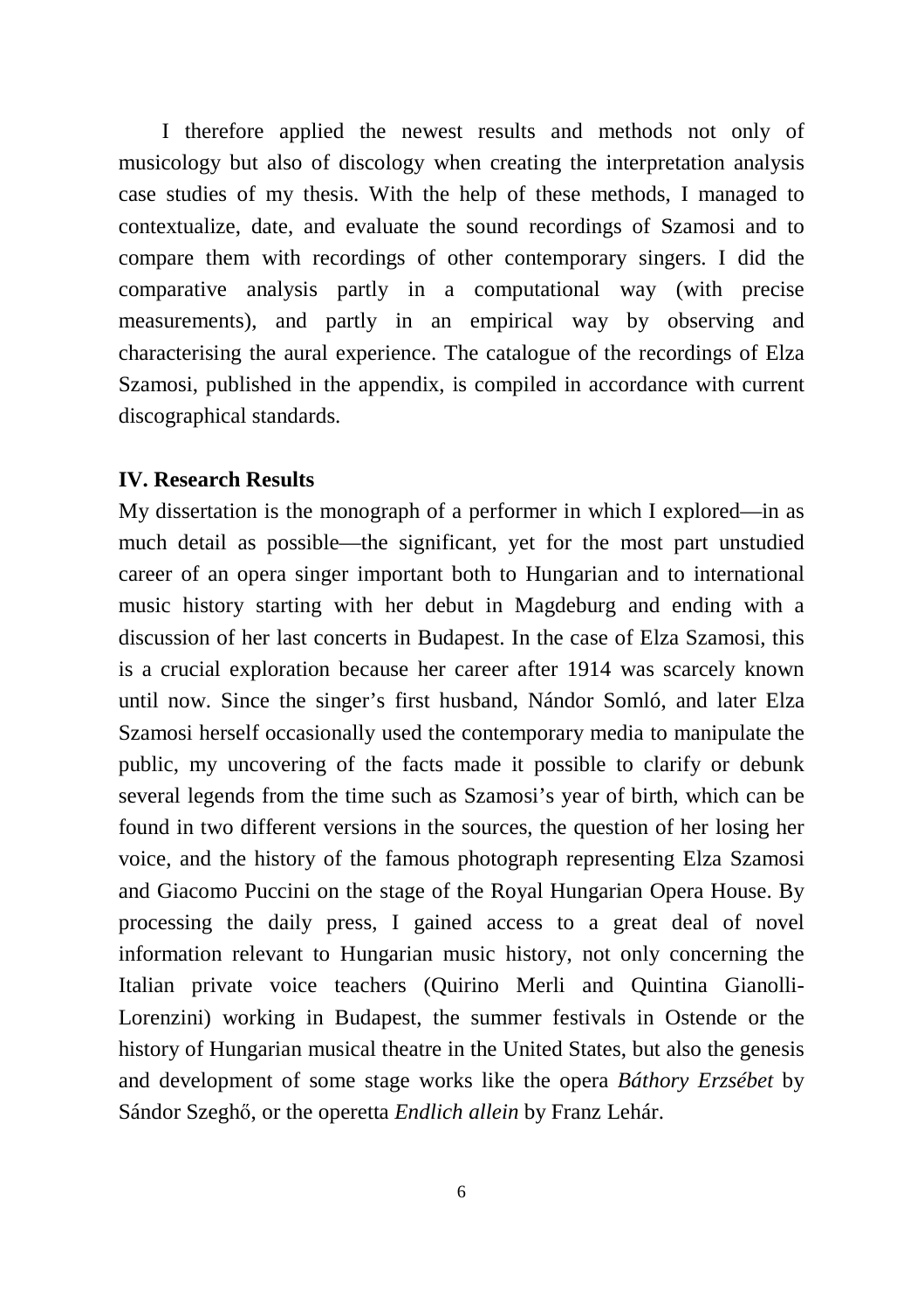I therefore applied the newest results and methods not only of musicology but also of discology when creating the interpretation analysis case studies of my thesis. With the help of these methods, I managed to contextualize, date, and evaluate the sound recordings of Szamosi and to compare them with recordings of other contemporary singers. I did the comparative analysis partly in a computational way (with precise measurements), and partly in an empirical way by observing and characterising the aural experience. The catalogue of the recordings of Elza Szamosi, published in the appendix, is compiled in accordance with current discographical standards.

**IV. Research Results**

My dissertation is the monograph of a performer in which I explored—in as much detail as possible—the significant, yet for the most part unstudied career of an opera singer important both to Hungarian and to international music history starting with her debut in Magdeburg and ending with a discussion of her last concerts in Budapest. In the case of Elza Szamosi, this is a crucial exploration because her career after 1914 was scarcely known until now. Since the singer's first husband, Nándor Somló, and later Elza Szamosi herself occasionally used the contemporary media to manipulate the public, my uncovering of the facts made it possible to clarify or debunk several legends from the time such as Szamosi's year of birth, which can be found in two different versions in the sources, the question of her losing her voice, and the history of the famous photograph representing Elza Szamosi and Giacomo Puccini on the stage of the Royal Hungarian Opera House. By processing the daily press, I gained access to a great deal of novel information relevant to Hungarian music history, not only concerning the Italian private voice teachers (Quirino Merli and Quintina Gianolli-Lorenzini) working in Budapest, the summer festivals in Ostende or the history of Hungarian musical theatre in the United States, but also the genesis and development of some stage works like the opera *Báthory Erzsébet* by Sándor Szeghő, or the operetta *Endlich allein* by Franz Lehár.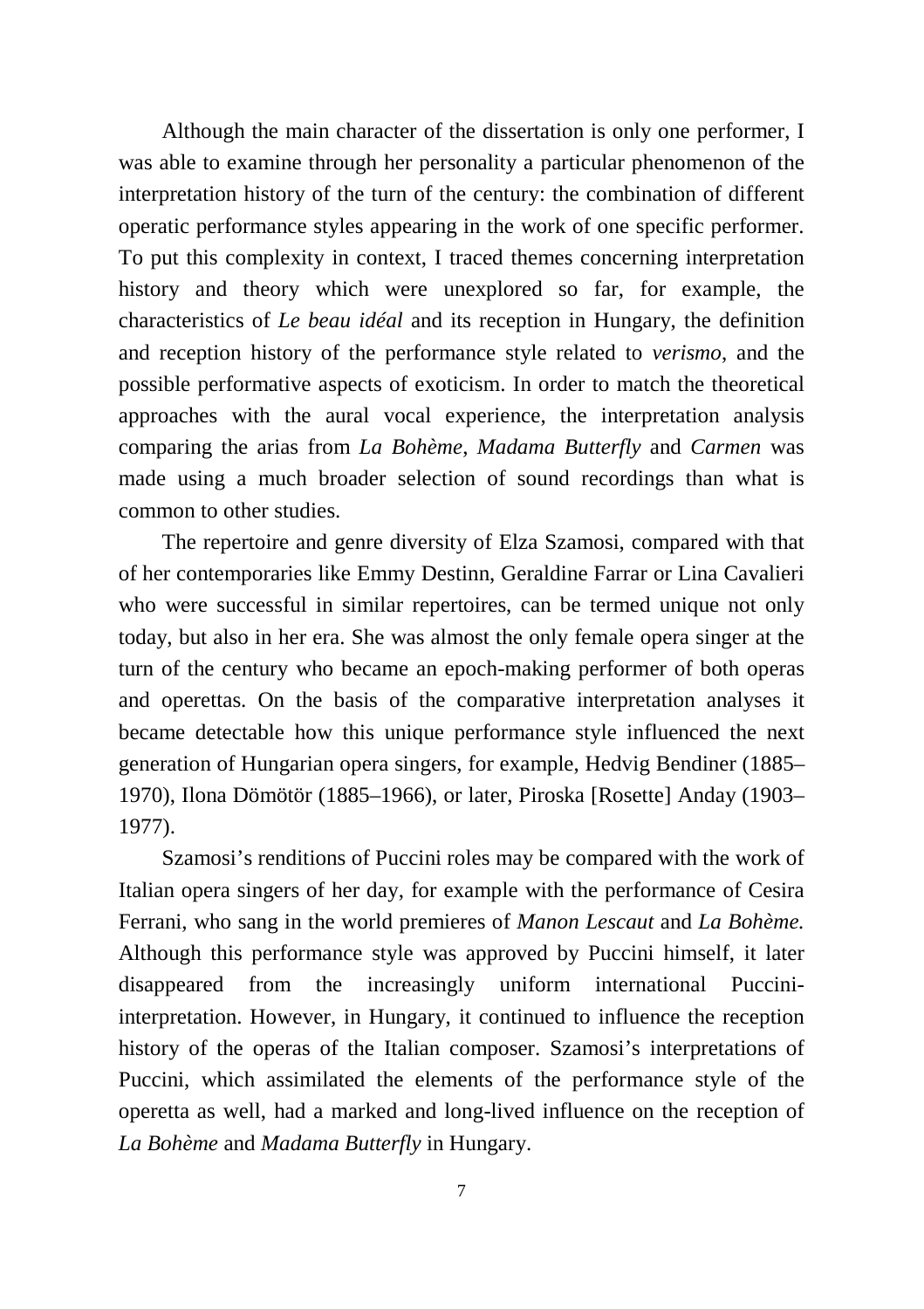Although the main character of the dissertation is only one performer, I was able to examine through her personality a particular phenomenon of the interpretation history of the turn of the century: the combination of different operatic performance styles appearing in the work of one specific performer. To put this complexity in context, I traced themes concerning interpretation history and theory which were unexplored so far, for example, the characteristics of *Le beau idéal* and its reception in Hungary, the definition and reception history of the performance style related to *verismo*, and the possible performative aspects of exoticism. In order to match the theoretical approaches with the aural vocal experience, the interpretation analysis comparing the arias from *La Bohème*, *Madama Butterfly* and *Carmen* was made using a much broader selection of sound recordings than what is common to other studies.

The repertoire and genre diversity of Elza Szamosi, compared with that of her contemporaries like Emmy Destinn, Geraldine Farrar or Lina Cavalieri who were successful in similar repertoires, can be termed unique not only today, but also in her era. She was almost the only female opera singer at the turn of the century who became an epoch-making performer of both operas and operettas. On the basis of the comparative interpretation analyses it became detectable how this unique performance style influenced the next generation of Hungarian opera singers, for example, Hedvig Bendiner (1885–1970), Ilona Dömötör (1885–1966), or later, Piroska [Rosette] Anday (1903–1977).

Szamosi's renditions of Puccini roles may be compared with the work of Italian opera singers of her day, for example with the performance of Cesira Ferrani, who sang in the world premieres of *Manon Lescaut* and *La Bohème.* Although this performance style was approved by Puccini himself, it later disappeared from the increasingly uniform international Puccini-interpretation. However, in Hungary, it continued to influence the reception history of the operas of the Italian composer. Szamosi's interpretations of Puccini, which assimilated the elements of the performance style of the operetta as well, had a marked and long-lived influence on the reception of *La Bohème* and *Madama Butterfly* in Hungary.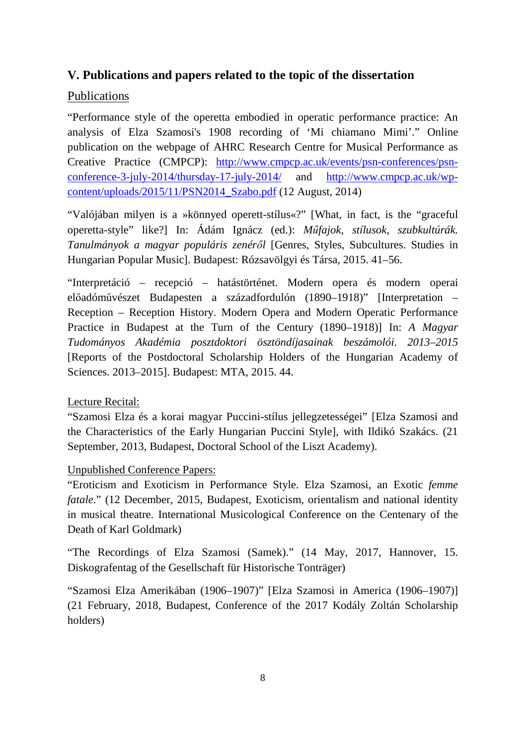## V. Publications and papers related to the topic of the dissertation

Publications

"Performance style of the operetta embodied in operatic performance practice: An analysis of Elza Szamosi's 1908 recording of 'Mi chiamano Mimi'." Online publication on the webpage of AHRC Research Centre for Musical Performance as Creative Practice (CMPCP): http://www.cmpcp.ac.uk/events/psn-conferences/psn-conference-3-july-2014/thursday-17-july-2014/ and http://www.cmpcp.ac.uk/wp-content/uploads/2015/11/PSN2014_Szabo.pdf (12 August, 2014)

"Valójában milyen is a »könnyed operett-stílus«?" [What, in fact, is the "graceful operetta-style" like?] In: Ádám Ignácz (ed.): *Műfajok, stílusok, szubkultúrák. Tanulmányok a magyar populáris zenéről* [Genres, Styles, Subcultures. Studies in Hungarian Popular Music]. Budapest: Rózsavölgyi és Társa, 2015. 41–56.

"Interpretáció – recepció – hatástörténet. Modern opera és modern operai előadóművészet Budapesten a századfordulón (1890–1918)" [Interpretation – Reception – Reception History. Modern Opera and Modern Operatic Performance Practice in Budapest at the Turn of the Century (1890–1918)] In: *A Magyar Tudományos Akadémia posztdoktori ösztöndíjasainak beszámolói. 2013–2015* [Reports of the Postdoctoral Scholarship Holders of the Hungarian Academy of Sciences. 2013–2015]. Budapest: MTA, 2015. 44.

Lecture Recital:

"Szamosi Elza és a korai magyar Puccini-stílus jellegzetességei" [Elza Szamosi and the Characteristics of the Early Hungarian Puccini Style], with Ildikó Szakács. (21 September, 2013, Budapest, Doctoral School of the Liszt Academy).

Unpublished Conference Papers:

"Eroticism and Exoticism in Performance Style. Elza Szamosi, an Exotic *femme fatale*." (12 December, 2015, Budapest, Exoticism, orientalism and national identity in musical theatre. International Musicological Conference on the Centenary of the Death of Karl Goldmark)

"The Recordings of Elza Szamosi (Samek)." (14 May, 2017, Hannover, 15. Diskografentag of the Gesellschaft für Historische Tonträger)

"Szamosi Elza Amerikában (1906–1907)" [Elza Szamosi in America (1906–1907)] (21 February, 2018, Budapest, Conference of the 2017 Kodály Zoltán Scholarship holders)